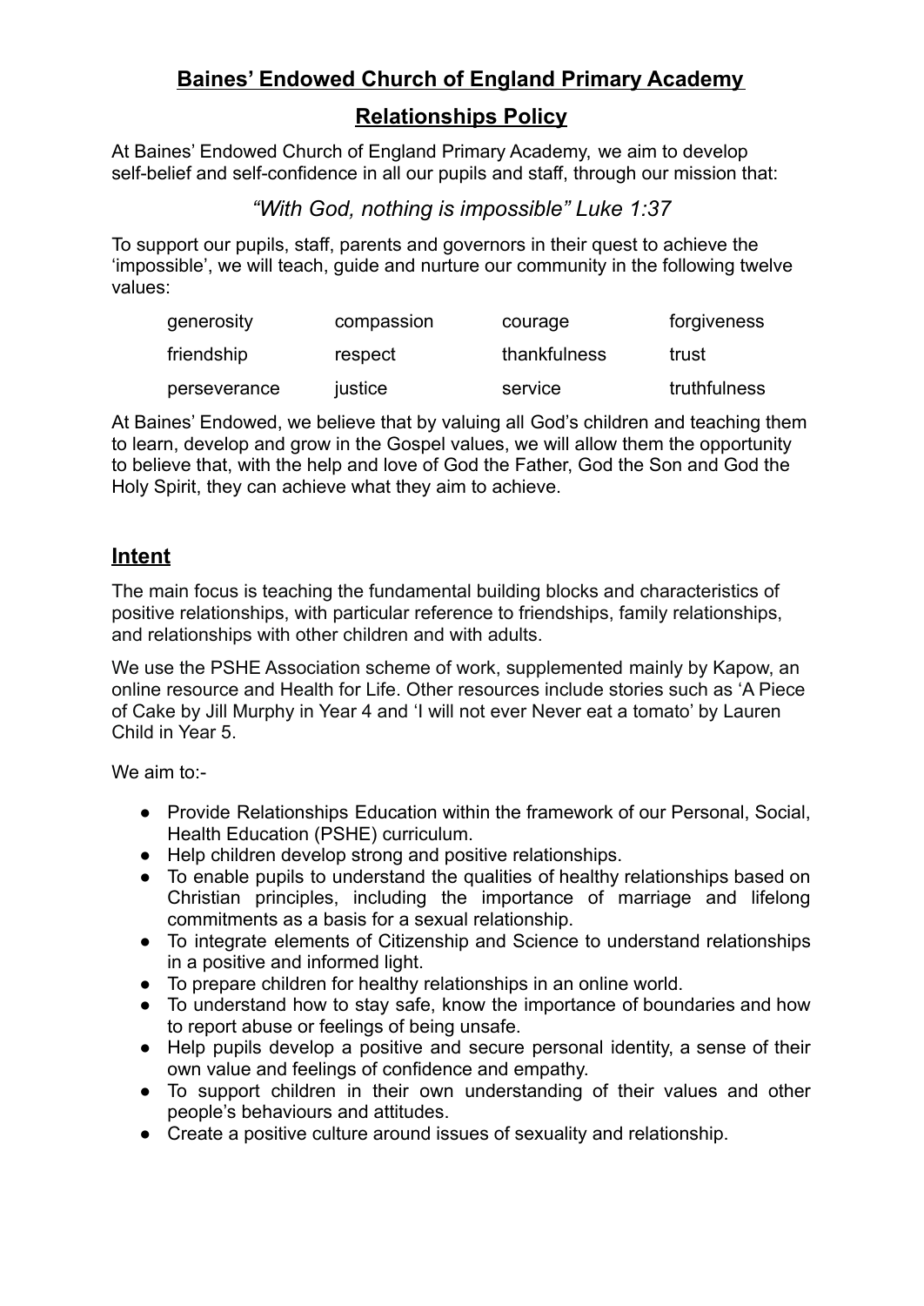# **Baines' Endowed Church of England Primary Academy**

## **Relationships Policy**

At Baines' Endowed Church of England Primary Academy, we aim to develop self-belief and self-confidence in all our pupils and staff, through our mission that:

*"With God, nothing is impossible" Luke 1:37*

To support our pupils, staff, parents and governors in their quest to achieve the 'impossible', we will teach, guide and nurture our community in the following twelve values:

| | | | |
|---|---|---|---|
| generosity | compassion | courage | forgiveness |
| friendship | respect | thankfulness | trust |
| perseverance | justice | service | truthfulness |

At Baines' Endowed, we believe that by valuing all God's children and teaching them to learn, develop and grow in the Gospel values, we will allow them the opportunity to believe that, with the help and love of God the Father, God the Son and God the Holy Spirit, they can achieve what they aim to achieve.

## **Intent**

The main focus is teaching the fundamental building blocks and characteristics of positive relationships, with particular reference to friendships, family relationships, and relationships with other children and with adults.

We use the PSHE Association scheme of work, supplemented mainly by Kapow, an online resource and Health for Life. Other resources include stories such as 'A Piece of Cake by Jill Murphy in Year 4 and 'I will not ever Never eat a tomato' by Lauren Child in Year 5.

We aim to:-

- Provide Relationships Education within the framework of our Personal, Social, Health Education (PSHE) curriculum.
- Help children develop strong and positive relationships.
- To enable pupils to understand the qualities of healthy relationships based on Christian principles, including the importance of marriage and lifelong commitments as a basis for a sexual relationship.
- To integrate elements of Citizenship and Science to understand relationships in a positive and informed light.
- To prepare children for healthy relationships in an online world.
- To understand how to stay safe, know the importance of boundaries and how to report abuse or feelings of being unsafe.
- Help pupils develop a positive and secure personal identity, a sense of their own value and feelings of confidence and empathy.
- To support children in their own understanding of their values and other people's behaviours and attitudes.
- Create a positive culture around issues of sexuality and relationship.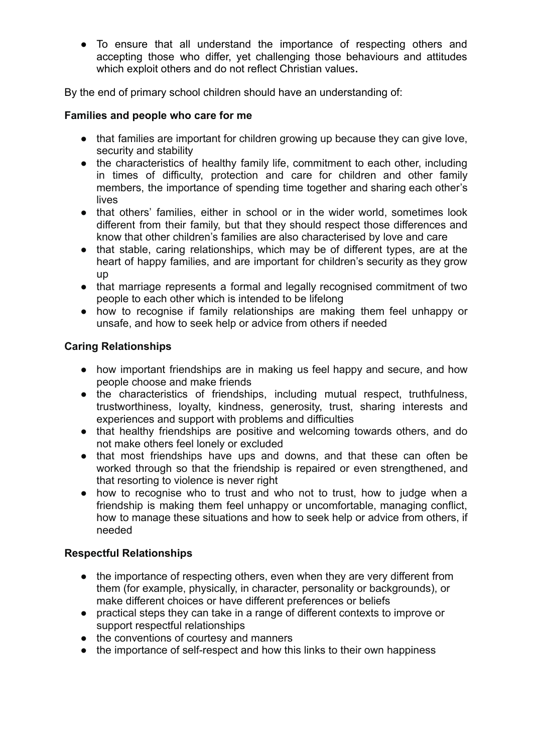- To ensure that all understand the importance of respecting others and accepting those who differ, yet challenging those behaviours and attitudes which exploit others and do not reflect Christian values.

By the end of primary school children should have an understanding of:

**Families and people who care for me**

- that families are important for children growing up because they can give love, security and stability
- the characteristics of healthy family life, commitment to each other, including in times of difficulty, protection and care for children and other family members, the importance of spending time together and sharing each other's lives
- that others' families, either in school or in the wider world, sometimes look different from their family, but that they should respect those differences and know that other children's families are also characterised by love and care
- that stable, caring relationships, which may be of different types, are at the heart of happy families, and are important for children's security as they grow up
- that marriage represents a formal and legally recognised commitment of two people to each other which is intended to be lifelong
- how to recognise if family relationships are making them feel unhappy or unsafe, and how to seek help or advice from others if needed

**Caring Relationships**

- how important friendships are in making us feel happy and secure, and how people choose and make friends
- the characteristics of friendships, including mutual respect, truthfulness, trustworthiness, loyalty, kindness, generosity, trust, sharing interests and experiences and support with problems and difficulties
- that healthy friendships are positive and welcoming towards others, and do not make others feel lonely or excluded
- that most friendships have ups and downs, and that these can often be worked through so that the friendship is repaired or even strengthened, and that resorting to violence is never right
- how to recognise who to trust and who not to trust, how to judge when a friendship is making them feel unhappy or uncomfortable, managing conflict, how to manage these situations and how to seek help or advice from others, if needed

**Respectful Relationships**

- the importance of respecting others, even when they are very different from them (for example, physically, in character, personality or backgrounds), or make different choices or have different preferences or beliefs
- practical steps they can take in a range of different contexts to improve or support respectful relationships
- the conventions of courtesy and manners
- the importance of self-respect and how this links to their own happiness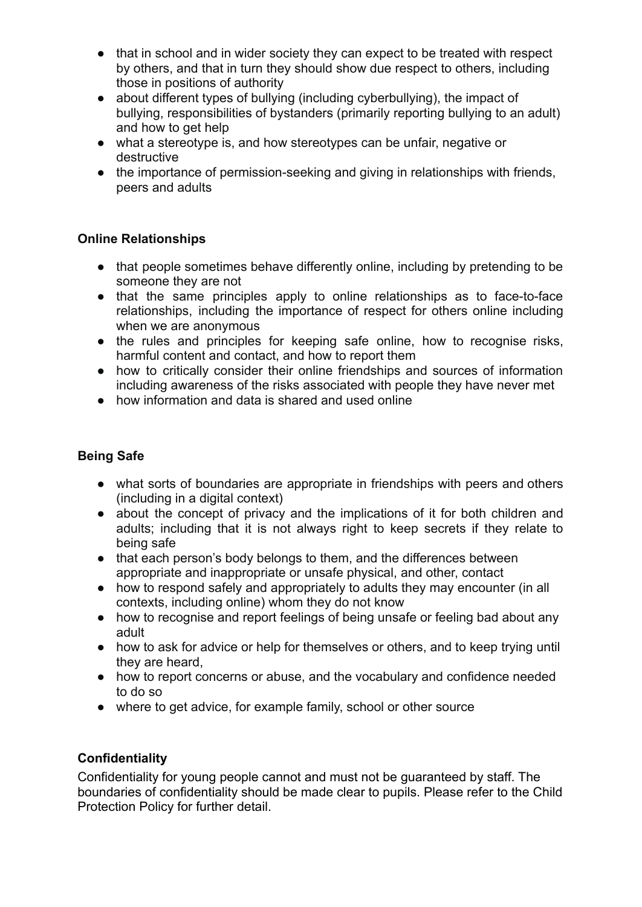- that in school and in wider society they can expect to be treated with respect by others, and that in turn they should show due respect to others, including those in positions of authority
- about different types of bullying (including cyberbullying), the impact of bullying, responsibilities of bystanders (primarily reporting bullying to an adult) and how to get help
- what a stereotype is, and how stereotypes can be unfair, negative or destructive
- the importance of permission-seeking and giving in relationships with friends, peers and adults

**Online Relationships**

- that people sometimes behave differently online, including by pretending to be someone they are not
- that the same principles apply to online relationships as to face-to-face relationships, including the importance of respect for others online including when we are anonymous
- the rules and principles for keeping safe online, how to recognise risks, harmful content and contact, and how to report them
- how to critically consider their online friendships and sources of information including awareness of the risks associated with people they have never met
- how information and data is shared and used online

**Being Safe**

- what sorts of boundaries are appropriate in friendships with peers and others (including in a digital context)
- about the concept of privacy and the implications of it for both children and adults; including that it is not always right to keep secrets if they relate to being safe
- that each person's body belongs to them, and the differences between appropriate and inappropriate or unsafe physical, and other, contact
- how to respond safely and appropriately to adults they may encounter (in all contexts, including online) whom they do not know
- how to recognise and report feelings of being unsafe or feeling bad about any adult
- how to ask for advice or help for themselves or others, and to keep trying until they are heard,
- how to report concerns or abuse, and the vocabulary and confidence needed to do so
- where to get advice, for example family, school or other source

**Confidentiality**

Confidentiality for young people cannot and must not be guaranteed by staff. The boundaries of confidentiality should be made clear to pupils. Please refer to the Child Protection Policy for further detail.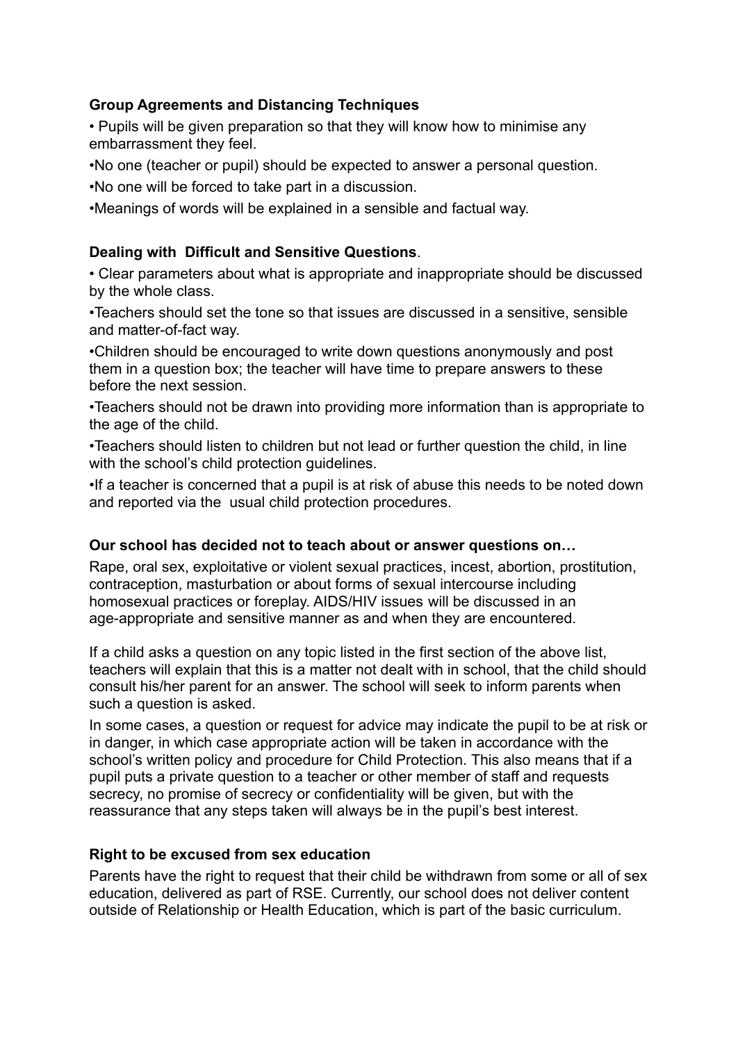**Group Agreements and Distancing Techniques**

- Pupils will be given preparation so that they will know how to minimise any embarrassment they feel.
- No one (teacher or pupil) should be expected to answer a personal question.
- No one will be forced to take part in a discussion.
- Meanings of words will be explained in a sensible and factual way.

**Dealing with Difficult and Sensitive Questions**.

- Clear parameters about what is appropriate and inappropriate should be discussed by the whole class.
- Teachers should set the tone so that issues are discussed in a sensitive, sensible and matter-of-fact way.
- Children should be encouraged to write down questions anonymously and post them in a question box; the teacher will have time to prepare answers to these before the next session.
- Teachers should not be drawn into providing more information than is appropriate to the age of the child.
- Teachers should listen to children but not lead or further question the child, in line with the school's child protection guidelines.
- If a teacher is concerned that a pupil is at risk of abuse this needs to be noted down and reported via the usual child protection procedures.

**Our school has decided not to teach about or answer questions on…**

Rape, oral sex, exploitative or violent sexual practices, incest, abortion, prostitution, contraception, masturbation or about forms of sexual intercourse including homosexual practices or foreplay. AIDS/HIV issues will be discussed in an age-appropriate and sensitive manner as and when they are encountered.

If a child asks a question on any topic listed in the first section of the above list, teachers will explain that this is a matter not dealt with in school, that the child should consult his/her parent for an answer. The school will seek to inform parents when such a question is asked.

In some cases, a question or request for advice may indicate the pupil to be at risk or in danger, in which case appropriate action will be taken in accordance with the school's written policy and procedure for Child Protection. This also means that if a pupil puts a private question to a teacher or other member of staff and requests secrecy, no promise of secrecy or confidentiality will be given, but with the reassurance that any steps taken will always be in the pupil's best interest.

**Right to be excused from sex education**

Parents have the right to request that their child be withdrawn from some or all of sex education, delivered as part of RSE. Currently, our school does not deliver content outside of Relationship or Health Education, which is part of the basic curriculum.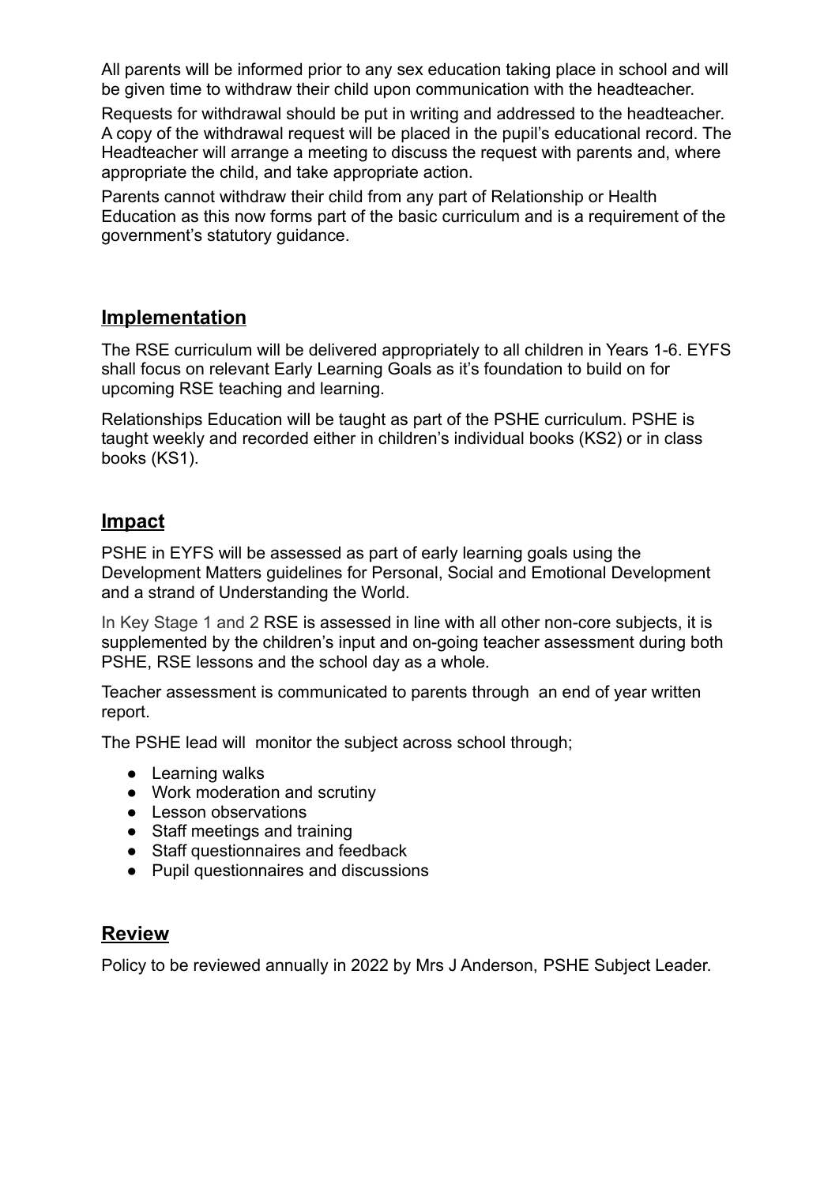All parents will be informed prior to any sex education taking place in school and will be given time to withdraw their child upon communication with the headteacher.

Requests for withdrawal should be put in writing and addressed to the headteacher. A copy of the withdrawal request will be placed in the pupil's educational record. The Headteacher will arrange a meeting to discuss the request with parents and, where appropriate the child, and take appropriate action.

Parents cannot withdraw their child from any part of Relationship or Health Education as this now forms part of the basic curriculum and is a requirement of the government's statutory guidance.

## Implementation

The RSE curriculum will be delivered appropriately to all children in Years 1-6. EYFS shall focus on relevant Early Learning Goals as it's foundation to build on for upcoming RSE teaching and learning.

Relationships Education will be taught as part of the PSHE curriculum. PSHE is taught weekly and recorded either in children's individual books (KS2) or in class books (KS1).

## Impact

PSHE in EYFS will be assessed as part of early learning goals using the Development Matters guidelines for Personal, Social and Emotional Development and a strand of Understanding the World.

In Key Stage 1 and 2 RSE is assessed in line with all other non-core subjects, it is supplemented by the children's input and on-going teacher assessment during both PSHE, RSE lessons and the school day as a whole.

Teacher assessment is communicated to parents through an end of year written report.

The PSHE lead will monitor the subject across school through;

- Learning walks
- Work moderation and scrutiny
- Lesson observations
- Staff meetings and training
- Staff questionnaires and feedback
- Pupil questionnaires and discussions

## Review

Policy to be reviewed annually in 2022 by Mrs J Anderson, PSHE Subject Leader.